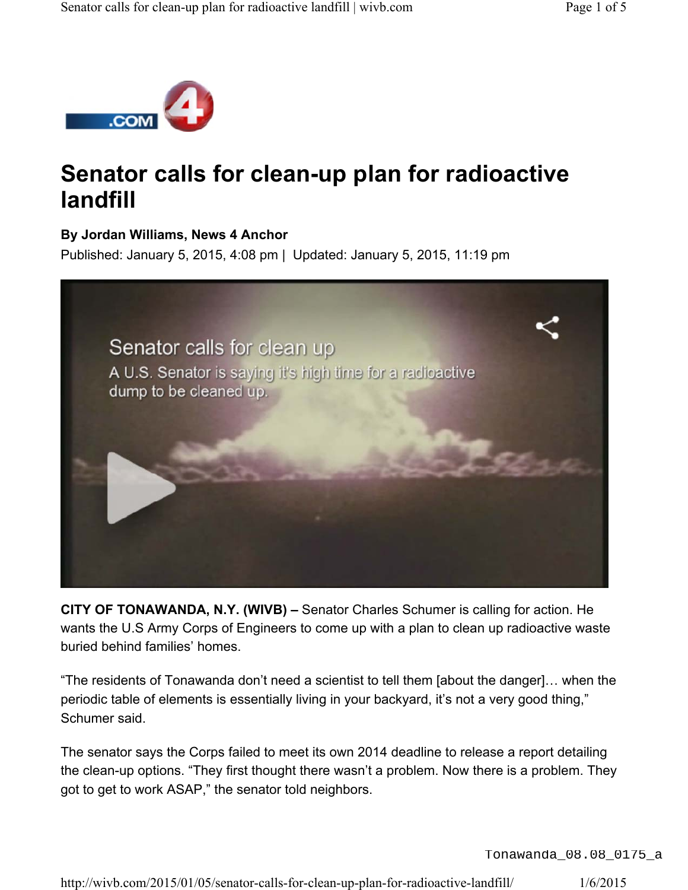# Senator calls for clean-up plan for radioactive landfill

**By Jordan Williams, News 4 Anchor**

Published: January 5, 2015, 4:08 pm | Updated: January 5, 2015, 11:19 pm

**CITY OF TONAWANDA, N.Y. (WIVB) –** Senator Charles Schumer is calling for action. He wants the U.S Army Corps of Engineers to come up with a plan to clean up radioactive waste buried behind families' homes.

"The residents of Tonawanda don't need a scientist to tell them [about the danger]… when the periodic table of elements is essentially living in your backyard, it's not a very good thing," Schumer said.

The senator says the Corps failed to meet its own 2014 deadline to release a report detailing the clean-up options. "They first thought there wasn't a problem. Now there is a problem. They got to get to work ASAP," the senator told neighbors.

Tonawanda_08.08_0175_a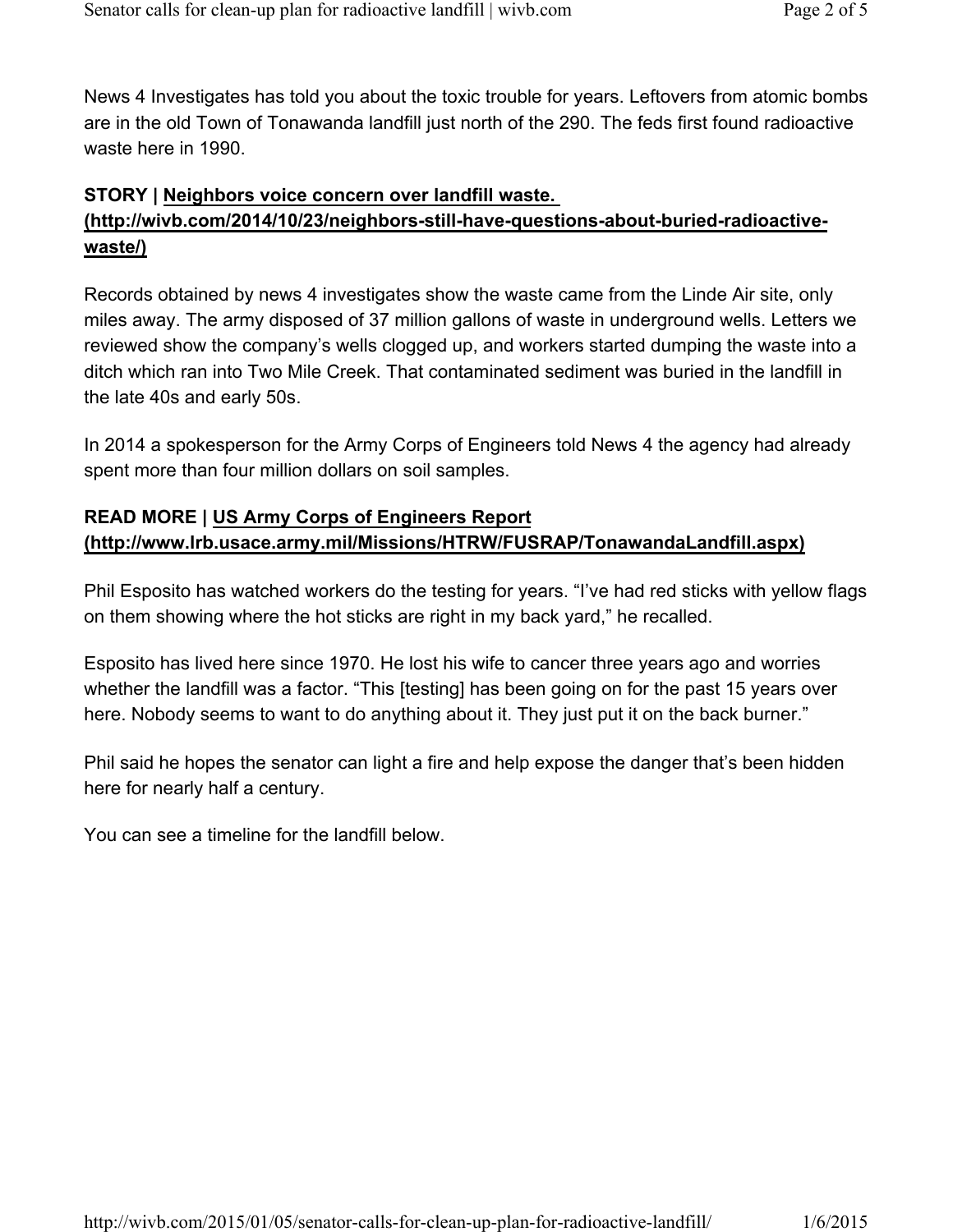News 4 Investigates has told you about the toxic trouble for years. Leftovers from atomic bombs are in the old Town of Tonawanda landfill just north of the 290. The feds first found radioactive waste here in 1990.

**STORY | Neighbors voice concern over landfill waste. (http://wivb.com/2014/10/23/neighbors-still-have-questions-about-buried-radioactive-waste/)**

Records obtained by news 4 investigates show the waste came from the Linde Air site, only miles away. The army disposed of 37 million gallons of waste in underground wells. Letters we reviewed show the company's wells clogged up, and workers started dumping the waste into a ditch which ran into Two Mile Creek. That contaminated sediment was buried in the landfill in the late 40s and early 50s.

In 2014 a spokesperson for the Army Corps of Engineers told News 4 the agency had already spent more than four million dollars on soil samples.

**READ MORE | US Army Corps of Engineers Report (http://www.lrb.usace.army.mil/Missions/HTRW/FUSRAP/TonawandaLandfill.aspx)**

Phil Esposito has watched workers do the testing for years. "I've had red sticks with yellow flags on them showing where the hot sticks are right in my back yard," he recalled.

Esposito has lived here since 1970. He lost his wife to cancer three years ago and worries whether the landfill was a factor. "This [testing] has been going on for the past 15 years over here. Nobody seems to want to do anything about it. They just put it on the back burner."

Phil said he hopes the senator can light a fire and help expose the danger that's been hidden here for nearly half a century.

You can see a timeline for the landfill below.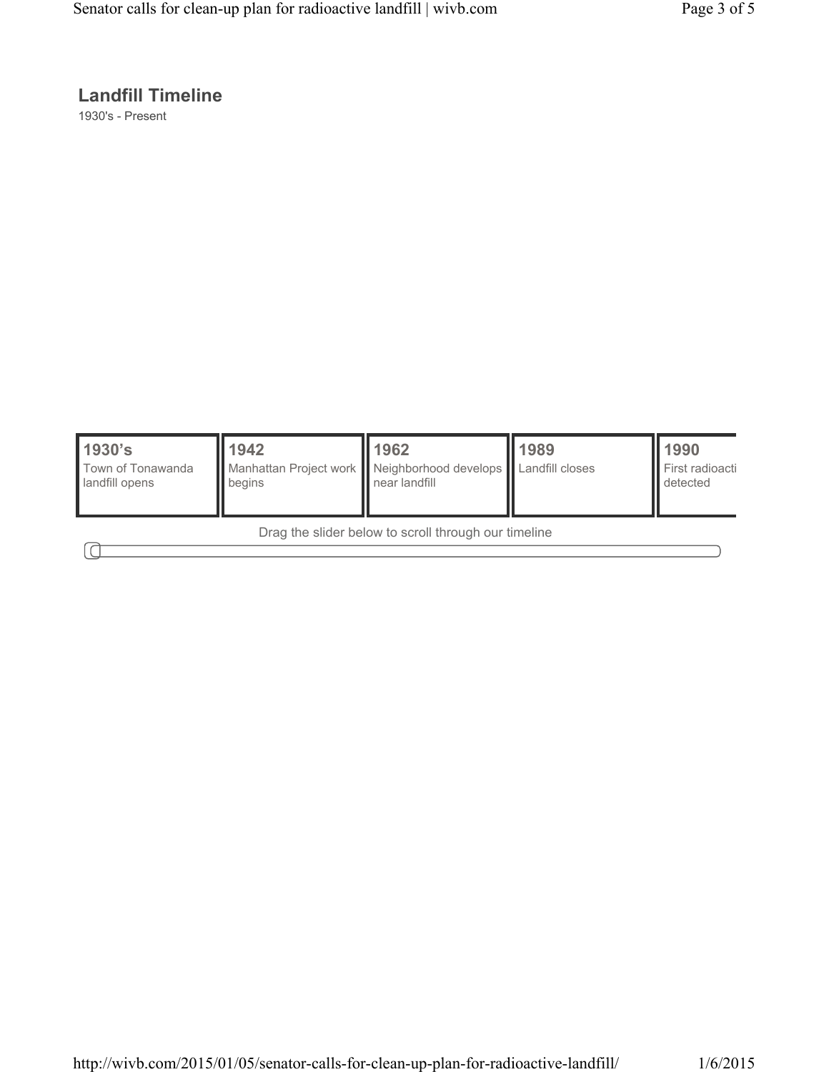## Landfill Timeline

1930's - Present

| 1930's | 1942 | 1962 | 1989 | 1990 |
|---|---|---|---|---|
| Town of Tonawanda landfill opens | Manhattan Project work begins | Neighborhood develops near landfill | Landfill closes | First radioacti detected |

Drag the slider below to scroll through our timeline